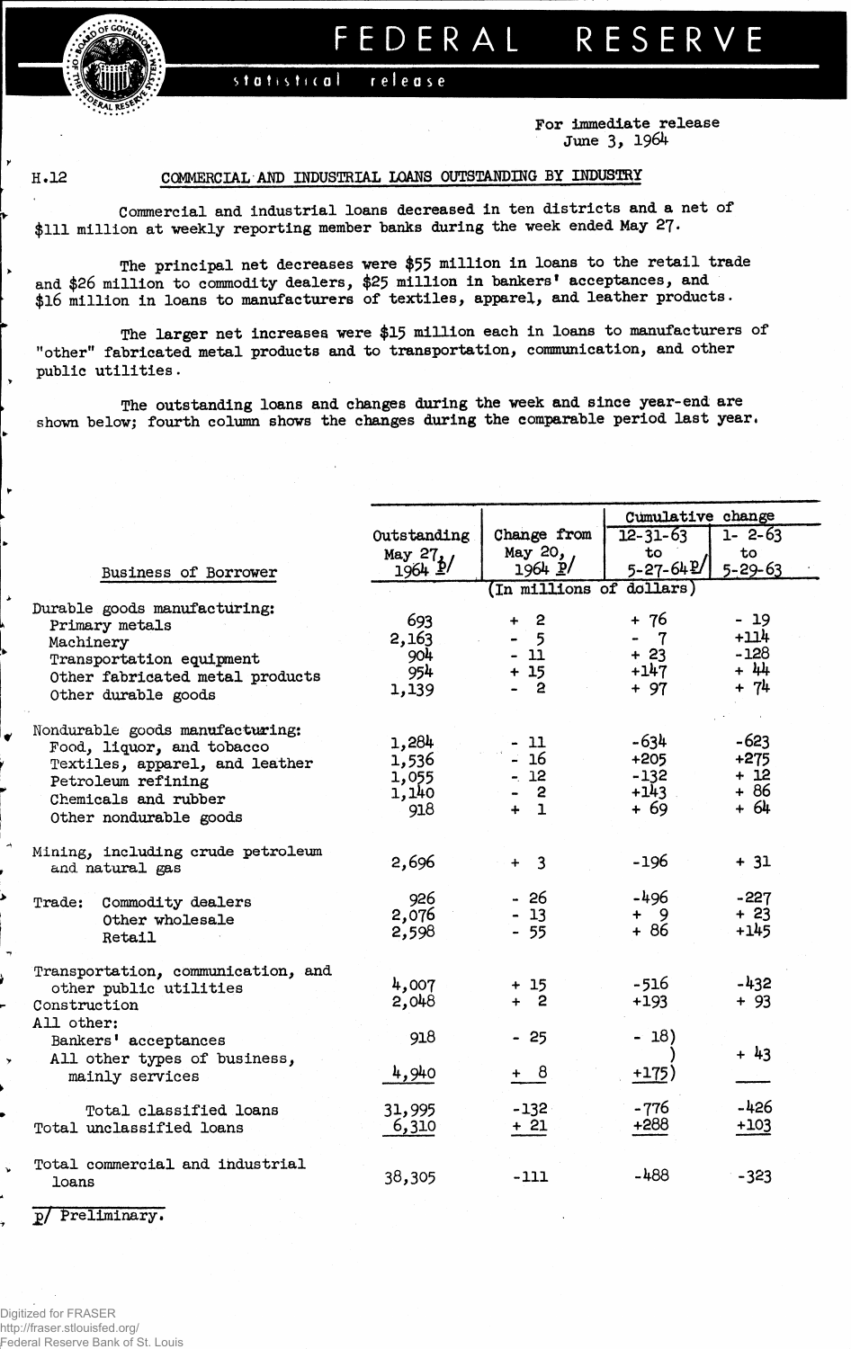# FEDERAL RESERVE

statistical release

For immediate release
June 3, 1964

H.12

## COMMERCIAL AND INDUSTRIAL LOANS OUTSTANDING BY INDUSTRY

Commercial and industrial loans decreased in ten districts and a net of $111 million at weekly reporting member banks during the week ended May 27.

The principal net decreases were $55 million in loans to the retail trade and $26 million to commodity dealers, $25 million in bankers' acceptances, and $16 million in loans to manufacturers of textiles, apparel, and leather products.

The larger net increases were $15 million each in loans to manufacturers of "other" fabricated metal products and to transportation, communication, and other public utilities.

The outstanding loans and changes during the week and since year-end are shown below; fourth column shows the changes during the comparable period last year.

| Business of Borrower | Outstanding May 27, 1964 p/ | Change from May 20, 1964 p/ | Cumulative change 12-31-63 to 5-27-64 p/ | Cumulative change 1-2-63 to 5-29-63 |
|---|---|---|---|---|
| | (In millions of dollars) | | | |
| **Durable goods manufacturing:** | | | | |
| Primary metals | 693 | + 2 | + 76 | - 19 |
| Machinery | 2,163 | - 5 | - 7 | +114 |
| Transportation equipment | 904 | - 11 | + 23 | -128 |
| Other fabricated metal products | 954 | + 15 | +147 | + 44 |
| Other durable goods | 1,139 | - 2 | + 97 | + 74 |
| **Nondurable goods manufacturing:** | | | | |
| Food, liquor, and tobacco | 1,284 | - 11 | -634 | -623 |
| Textiles, apparel, and leather | 1,536 | - 16 | +205 | +275 |
| Petroleum refining | 1,055 | - 12 | -132 | + 12 |
| Chemicals and rubber | 1,140 | - 2 | +143 | + 86 |
| Other nondurable goods | 918 | + 1 | + 69 | + 64 |
| Mining, including crude petroleum and natural gas | 2,696 | + 3 | -196 | + 31 |
| **Trade:** Commodity dealers | 926 | - 26 | -496 | -227 |
| Other wholesale | 2,076 | - 13 | + 9 | + 23 |
| Retail | 2,598 | - 55 | + 86 | +145 |
| Transportation, communication, and other public utilities | 4,007 | + 15 | -516 | -432 |
| Construction | 2,048 | + 2 | +193 | + 93 |
| **All other:** | | | | |
| Bankers' acceptances | 918 | - 25 | - 18) | + 43 |
| All other types of business, mainly services | 4,940 | + 8 | +175) | |
| Total classified loans | 31,995 | -132 | -776 | -426 |
| Total unclassified loans | 6,310 | + 21 | +288 | +103 |
| Total commercial and industrial loans | 38,305 | -111 | -488 | -323 |

p/ Preliminary.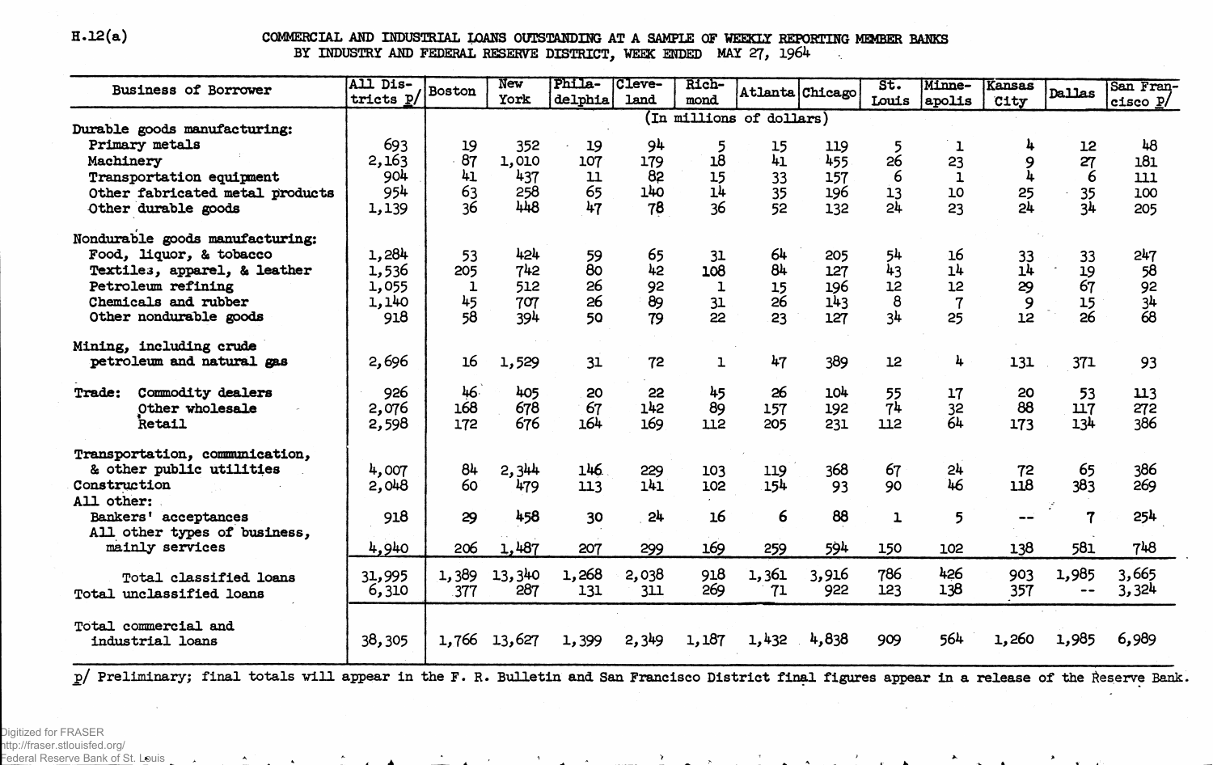H.12(a)

# COMMERCIAL AND INDUSTRIAL LOANS OUTSTANDING AT A SAMPLE OF WEEKLY REPORTING MEMBER BANKS BY INDUSTRY AND FEDERAL RESERVE DISTRICT, WEEK ENDED MAY 27, 1964

| Business of Borrower | All Districts p/ | Boston | New York | Philadelphia | Cleveland | Richmond | Atlanta | Chicago | St. Louis | Minneapolis | Kansas City | Dallas | San Francisco p/ |
|---|---|---|---|---|---|---|---|---|---|---|---|---|---|
| | | (In millions of dollars) | | | | | | | | | | | |
| **Durable goods manufacturing:** | | | | | | | | | | | | | |
| Primary metals | 693 | 19 | 352 | 19 | 94 | 5 | 15 | 119 | 5 | 1 | 4 | 12 | 48 |
| Machinery | 2,163 | 87 | 1,010 | 107 | 179 | 18 | 41 | 455 | 26 | 23 | 9 | 27 | 181 |
| Transportation equipment | 904 | 41 | 437 | 11 | 82 | 15 | 33 | 157 | 6 | 1 | 4 | 6 | 111 |
| Other fabricated metal products | 954 | 63 | 258 | 65 | 140 | 14 | 35 | 196 | 13 | 10 | 25 | 35 | 100 |
| Other durable goods | 1,139 | 36 | 448 | 47 | 78 | 36 | 52 | 132 | 24 | 23 | 24 | 34 | 205 |
| **Nondurable goods manufacturing:** | | | | | | | | | | | | | |
| Food, liquor, & tobacco | 1,284 | 53 | 424 | 59 | 65 | 31 | 64 | 205 | 54 | 16 | 33 | 33 | 247 |
| Textiles, apparel, & leather | 1,536 | 205 | 742 | 80 | 42 | 108 | 84 | 127 | 43 | 14 | 14 | 19 | 58 |
| Petroleum refining | 1,055 | 1 | 512 | 26 | 92 | 1 | 15 | 196 | 12 | 12 | 29 | 67 | 92 |
| Chemicals and rubber | 1,140 | 45 | 707 | 26 | 89 | 31 | 26 | 143 | 8 | 7 | 9 | 15 | 34 |
| Other nondurable goods | 918 | 58 | 394 | 50 | 79 | 22 | 23 | 127 | 34 | 25 | 12 | 26 | 68 |
| **Mining, including crude petroleum and natural gas** | 2,696 | 16 | 1,529 | 31 | 72 | 1 | 47 | 389 | 12 | 4 | 131 | 371 | 93 |
| **Trade:** Commodity dealers | 926 | 46 | 405 | 20 | 22 | 45 | 26 | 104 | 55 | 17 | 20 | 53 | 113 |
| Other wholesale | 2,076 | 168 | 678 | 67 | 142 | 89 | 157 | 192 | 74 | 32 | 88 | 117 | 272 |
| Retail | 2,598 | 172 | 676 | 164 | 169 | 112 | 205 | 231 | 112 | 64 | 173 | 134 | 386 |
| Transportation, communication, & other public utilities | 4,007 | 84 | 2,344 | 146 | 229 | 103 | 119 | 368 | 67 | 24 | 72 | 65 | 386 |
| Construction | 2,048 | 60 | 479 | 113 | 141 | 102 | 154 | 93 | 90 | 46 | 118 | 383 | 269 |
| All other: | | | | | | | | | | | | | |
| Bankers' acceptances | 918 | 29 | 458 | 30 | 24 | 16 | 6 | 88 | 1 | 5 | -- | 7 | 254 |
| All other types of business, mainly services | 4,940 | 206 | 1,487 | 207 | 299 | 169 | 259 | 594 | 150 | 102 | 138 | 581 | 748 |
| Total classified loans | 31,995 | 1,389 | 13,340 | 1,268 | 2,038 | 918 | 1,361 | 3,916 | 786 | 426 | 903 | 1,985 | 3,665 |
| Total unclassified loans | 6,310 | 377 | 287 | 131 | 311 | 269 | 71 | 922 | 123 | 138 | 357 | -- | 3,324 |
| Total commercial and industrial loans | 38,305 | 1,766 | 13,627 | 1,399 | 2,349 | 1,187 | 1,432 | 4,838 | 909 | 564 | 1,260 | 1,985 | 6,989 |

p/ Preliminary; final totals will appear in the F. R. Bulletin and San Francisco District final figures appear in a release of the Reserve Bank.